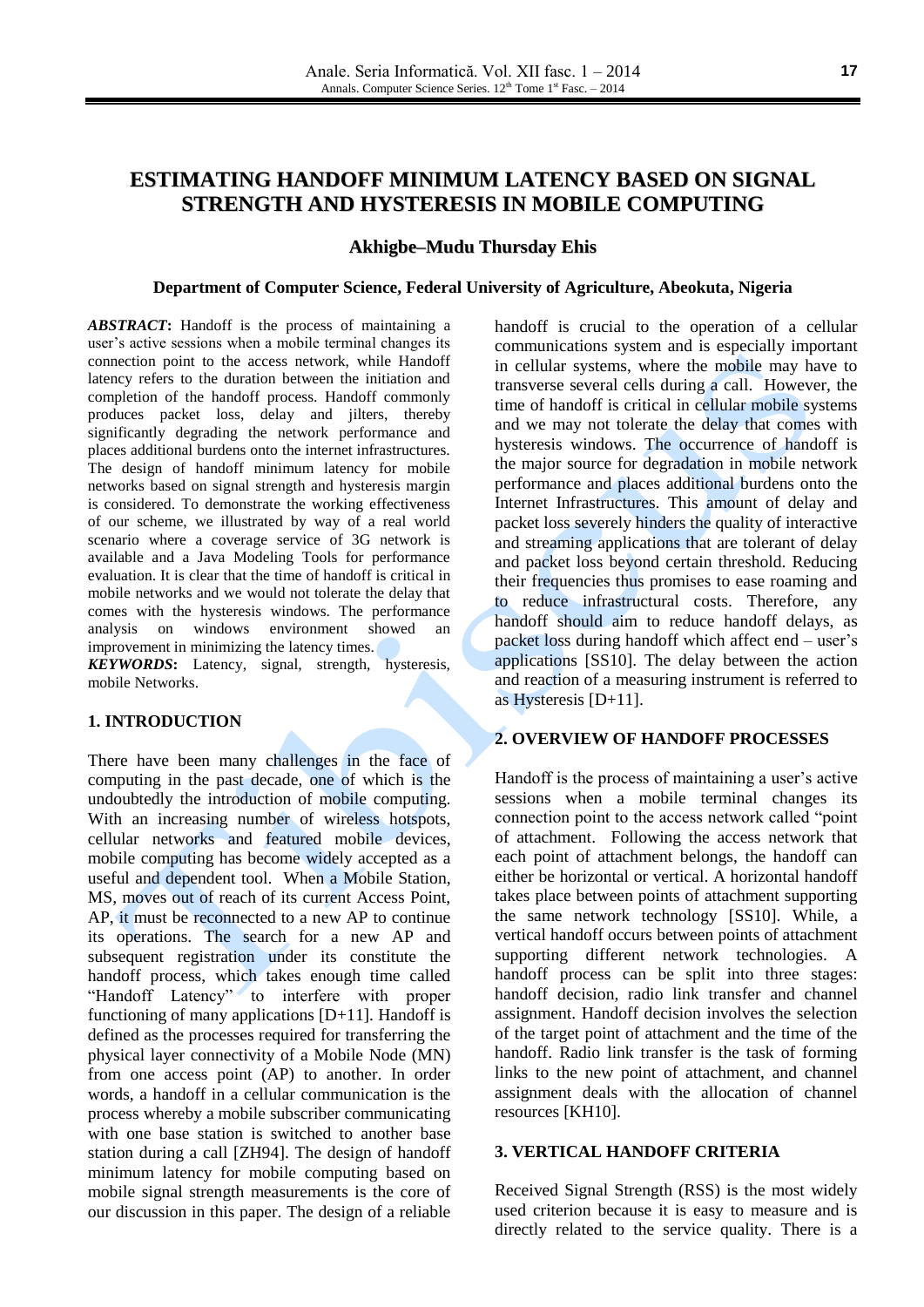# ESTIMATING HANDOFF MINIMUM LATENCY BASED ON SIGNAL STRENGTH AND HYSTERESIS IN MOBILE COMPUTING

**Akhigbe–Mudu Thursday Ehis**

**Department of Computer Science, Federal University of Agriculture, Abeokuta, Nigeria**

***ABSTRACT*:** Handoff is the process of maintaining a user's active sessions when a mobile terminal changes its connection point to the access network, while Handoff latency refers to the duration between the initiation and completion of the handoff process. Handoff commonly produces packet loss, delay and jilters, thereby significantly degrading the network performance and places additional burdens onto the internet infrastructures. The design of handoff minimum latency for mobile networks based on signal strength and hysteresis margin is considered. To demonstrate the working effectiveness of our scheme, we illustrated by way of a real world scenario where a coverage service of 3G network is available and a Java Modeling Tools for performance evaluation. It is clear that the time of handoff is critical in mobile networks and we would not tolerate the delay that comes with the hysteresis windows. The performance analysis on windows environment showed an improvement in minimizing the latency times.

***KEYWORDS*:** Latency, signal, strength, hysteresis, mobile Networks.

## 1. INTRODUCTION

There have been many challenges in the face of computing in the past decade, one of which is the undoubtedly the introduction of mobile computing. With an increasing number of wireless hotspots, cellular networks and featured mobile devices, mobile computing has become widely accepted as a useful and dependent tool. When a Mobile Station, MS, moves out of reach of its current Access Point, AP, it must be reconnected to a new AP to continue its operations. The search for a new AP and subsequent registration under its constitute the handoff process, which takes enough time called "Handoff Latency" to interfere with proper functioning of many applications [D+11]. Handoff is defined as the processes required for transferring the physical layer connectivity of a Mobile Node (MN) from one access point (AP) to another. In order words, a handoff in a cellular communication is the process whereby a mobile subscriber communicating with one base station is switched to another base station during a call [ZH94]. The design of handoff minimum latency for mobile computing based on mobile signal strength measurements is the core of our discussion in this paper. The design of a reliable handoff is crucial to the operation of a cellular communications system and is especially important in cellular systems, where the mobile may have to transverse several cells during a call. However, the time of handoff is critical in cellular mobile systems and we may not tolerate the delay that comes with hysteresis windows. The occurrence of handoff is the major source for degradation in mobile network performance and places additional burdens onto the Internet Infrastructures. This amount of delay and packet loss severely hinders the quality of interactive and streaming applications that are tolerant of delay and packet loss beyond certain threshold. Reducing their frequencies thus promises to ease roaming and to reduce infrastructural costs. Therefore, any handoff should aim to reduce handoff delays, as packet loss during handoff which affect end – user's applications [SS10]. The delay between the action and reaction of a measuring instrument is referred to as Hysteresis [D+11].

## 2. OVERVIEW OF HANDOFF PROCESSES

Handoff is the process of maintaining a user's active sessions when a mobile terminal changes its connection point to the access network called "point of attachment. Following the access network that each point of attachment belongs, the handoff can either be horizontal or vertical. A horizontal handoff takes place between points of attachment supporting the same network technology [SS10]. While, a vertical handoff occurs between points of attachment supporting different network technologies. A handoff process can be split into three stages: handoff decision, radio link transfer and channel assignment. Handoff decision involves the selection of the target point of attachment and the time of the handoff. Radio link transfer is the task of forming links to the new point of attachment, and channel assignment deals with the allocation of channel resources [KH10].

## 3. VERTICAL HANDOFF CRITERIA

Received Signal Strength (RSS) is the most widely used criterion because it is easy to measure and is directly related to the service quality. There is a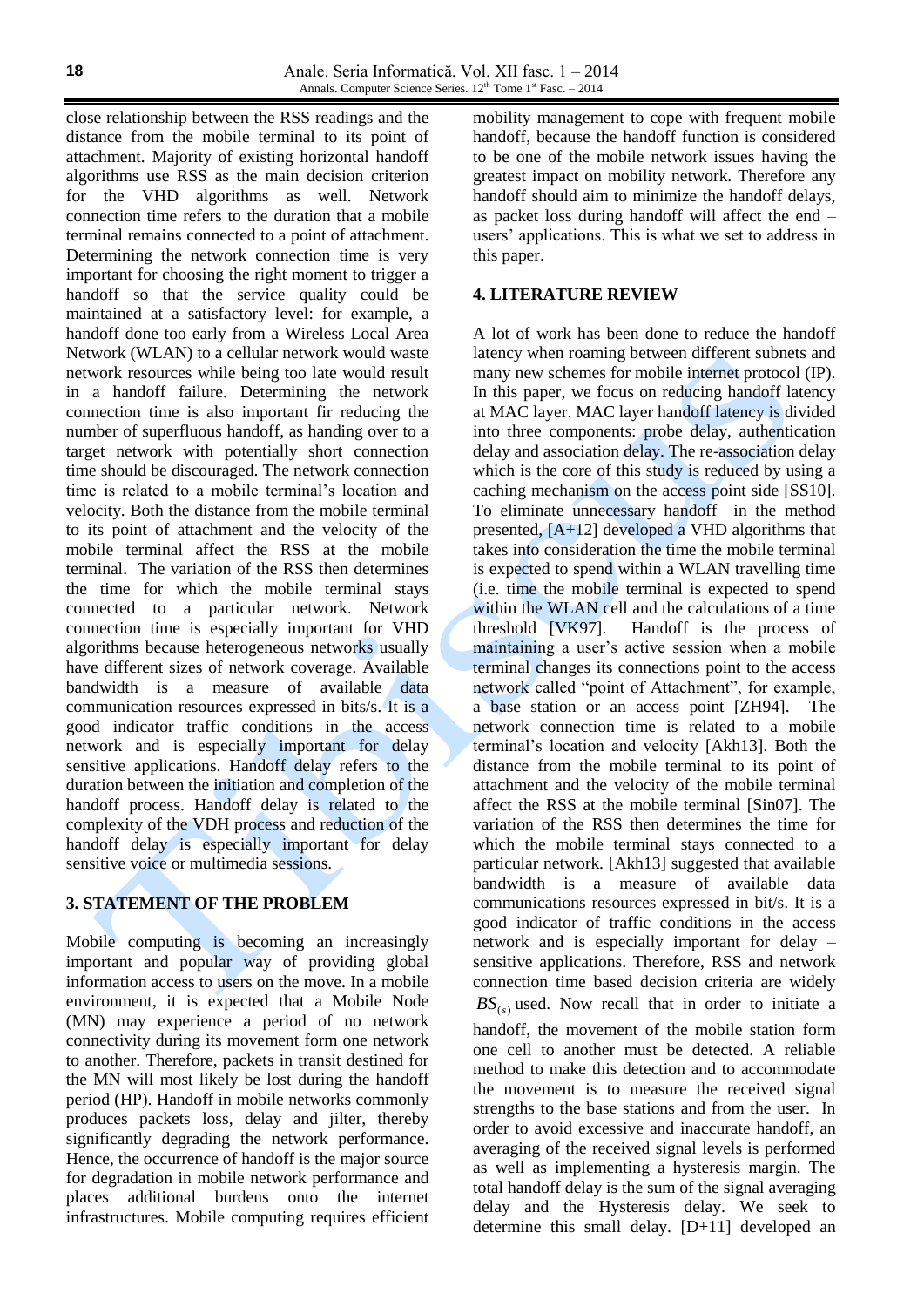close relationship between the RSS readings and the distance from the mobile terminal to its point of attachment. Majority of existing horizontal handoff algorithms use RSS as the main decision criterion for the VHD algorithms as well. Network connection time refers to the duration that a mobile terminal remains connected to a point of attachment. Determining the network connection time is very important for choosing the right moment to trigger a handoff so that the service quality could be maintained at a satisfactory level: for example, a handoff done too early from a Wireless Local Area Network (WLAN) to a cellular network would waste network resources while being too late would result in a handoff failure. Determining the network connection time is also important fir reducing the number of superfluous handoff, as handing over to a target network with potentially short connection time should be discouraged. The network connection time is related to a mobile terminal's location and velocity. Both the distance from the mobile terminal to its point of attachment and the velocity of the mobile terminal affect the RSS at the mobile terminal. The variation of the RSS then determines the time for which the mobile terminal stays connected to a particular network. Network connection time is especially important for VHD algorithms because heterogeneous networks usually have different sizes of network coverage. Available bandwidth is a measure of available data communication resources expressed in bits/s. It is a good indicator traffic conditions in the access network and is especially important for delay sensitive applications. Handoff delay refers to the duration between the initiation and completion of the handoff process. Handoff delay is related to the complexity of the VDH process and reduction of the handoff delay is especially important for delay sensitive voice or multimedia sessions.

## 3. STATEMENT OF THE PROBLEM

Mobile computing is becoming an increasingly important and popular way of providing global information access to users on the move. In a mobile environment, it is expected that a Mobile Node (MN) may experience a period of no network connectivity during its movement form one network to another. Therefore, packets in transit destined for the MN will most likely be lost during the handoff period (HP). Handoff in mobile networks commonly produces packets loss, delay and jilter, thereby significantly degrading the network performance. Hence, the occurrence of handoff is the major source for degradation in mobile network performance and places additional burdens onto the internet infrastructures. Mobile computing requires efficient mobility management to cope with frequent mobile handoff, because the handoff function is considered to be one of the mobile network issues having the greatest impact on mobility network. Therefore any handoff should aim to minimize the handoff delays, as packet loss during handoff will affect the end – users' applications. This is what we set to address in this paper.

## 4. LITERATURE REVIEW

A lot of work has been done to reduce the handoff latency when roaming between different subnets and many new schemes for mobile internet protocol (IP). In this paper, we focus on reducing handoff latency at MAC layer. MAC layer handoff latency is divided into three components: probe delay, authentication delay and association delay. The re-association delay which is the core of this study is reduced by using a caching mechanism on the access point side [SS10]. To eliminate unnecessary handoff in the method presented, [A+12] developed a VHD algorithms that takes into consideration the time the mobile terminal is expected to spend within a WLAN travelling time (i.e. time the mobile terminal is expected to spend within the WLAN cell and the calculations of a time threshold [VK97]. Handoff is the process of maintaining a user's active session when a mobile terminal changes its connections point to the access network called "point of Attachment", for example, a base station or an access point [ZH94]. The network connection time is related to a mobile terminal's location and velocity [Akh13]. Both the distance from the mobile terminal to its point of attachment and the velocity of the mobile terminal affect the RSS at the mobile terminal [Sin07]. The variation of the RSS then determines the time for which the mobile terminal stays connected to a particular network. [Akh13] suggested that available bandwidth is a measure of available data communications resources expressed in bit/s. It is a good indicator of traffic conditions in the access network and is especially important for delay – sensitive applications. Therefore, RSS and network connection time based decision criteria are widely $BS_{(s)}$ used. Now recall that in order to initiate a handoff, the movement of the mobile station form one cell to another must be detected. A reliable method to make this detection and to accommodate the movement is to measure the received signal strengths to the base stations and from the user. In order to avoid excessive and inaccurate handoff, an averaging of the received signal levels is performed as well as implementing a hysteresis margin. The total handoff delay is the sum of the signal averaging delay and the Hysteresis delay. We seek to determine this small delay. [D+11] developed an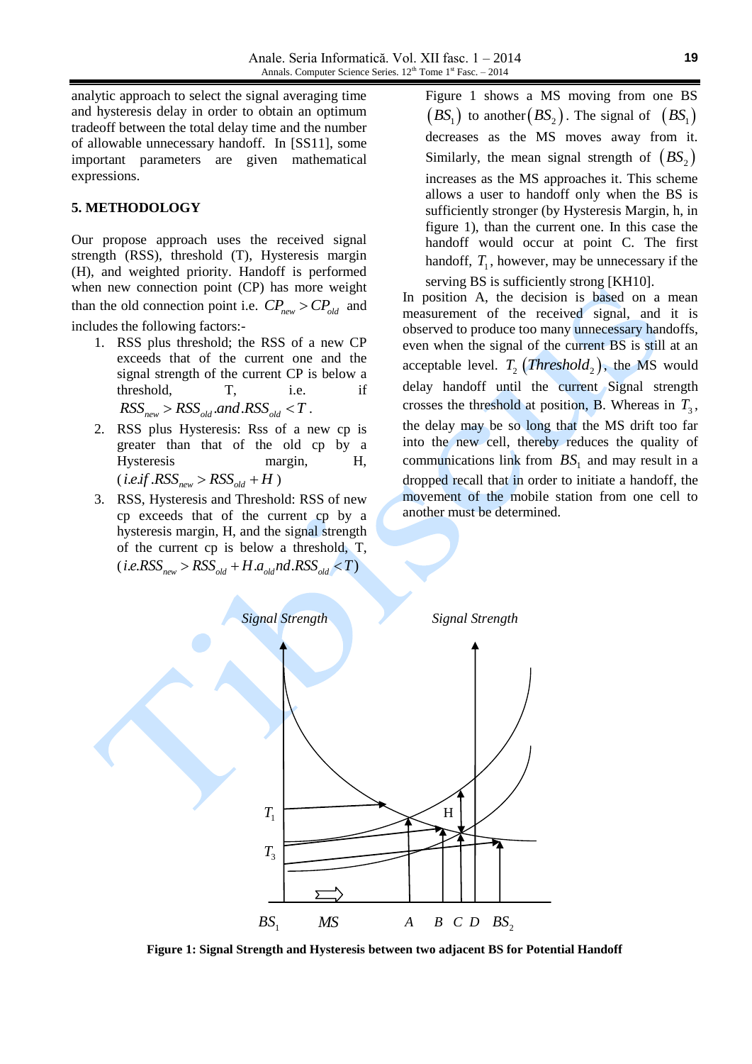analytic approach to select the signal averaging time and hysteresis delay in order to obtain an optimum tradeoff between the total delay time and the number of allowable unnecessary handoff. In [SS11], some important parameters are given mathematical expressions.

## 5. METHODOLOGY

Our propose approach uses the received signal strength (RSS), threshold (T), Hysteresis margin (H), and weighted priority. Handoff is performed when new connection point (CP) has more weight than the old connection point i.e. $CP_{new} > CP_{old}$ and includes the following factors:-

1. RSS plus threshold; the RSS of a new CP exceeds that of the current one and the signal strength of the current CP is below a threshold, T, i.e. if $RSS_{new} > RSS_{old}.and.RSS_{old} < T$.
2. RSS plus Hysteresis: Rss of a new cp is greater than that of the old cp by a Hysteresis margin, H, $(i.e.if.RSS_{new} > RSS_{old} + H)$
3. RSS, Hysteresis and Threshold: RSS of new cp exceeds that of the current cp by a hysteresis margin, H, and the signal strength of the current cp is below a threshold, T, $(i.e.RSS_{new} > RSS_{old} + H.a_{old}nd.RSS_{old} < T)$

Figure 1 shows a MS moving from one BS $(BS_1)$ to another $(BS_2)$. The signal of $(BS_1)$ decreases as the MS moves away from it. Similarly, the mean signal strength of $(BS_2)$ increases as the MS approaches it. This scheme allows a user to handoff only when the BS is sufficiently stronger (by Hysteresis Margin, h, in figure 1), than the current one. In this case the handoff would occur at point C. The first handoff, $T_1$, however, may be unnecessary if the serving BS is sufficiently strong [KH10].

In position A, the decision is based on a mean measurement of the received signal, and it is observed to produce too many unnecessary handoffs, even when the signal of the current BS is still at an acceptable level. $T_2$ $(Threshold_2)$, the MS would delay handoff until the current Signal strength crosses the threshold at position, B. Whereas in $T_3$, the delay may be so long that the MS drift too far into the new cell, thereby reduces the quality of communications link from $BS_1$ and may result in a dropped recall that in order to initiate a handoff, the movement of the mobile station from one cell to another must be determined.

Signal Strength

Signal Strength

$T_1$

$T_3$

H

$BS_1$ MS A B C D $BS_2$

**Figure 1: Signal Strength and Hysteresis between two adjacent BS for Potential Handoff**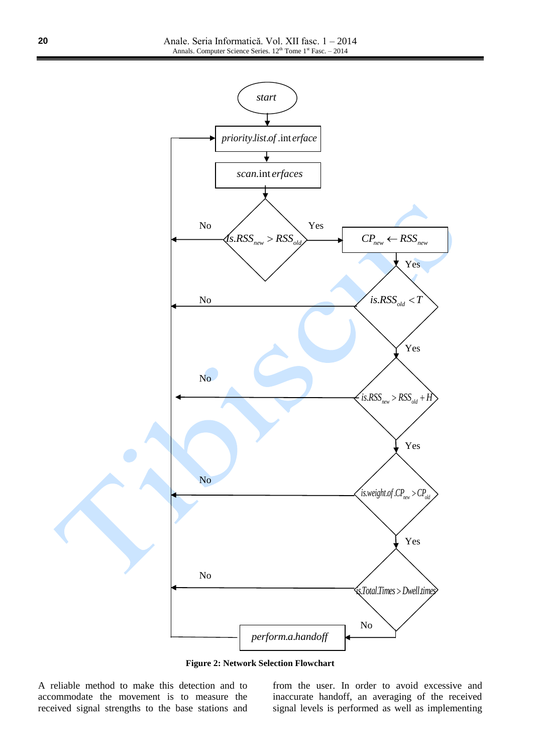start

$priority.list.of.interface$

$scan.interfaces$

$is.RSS_{new} > RSS_{old}$

Yes

No

$CP_{new} \leftarrow RSS_{new}$

Yes

$is.RSS_{old} < T$

No

Yes

$is.RSS_{new} > RSS_{old} + H$

No

Yes

$is.weight.of.CP_{new} > CP_{old}$

No

Yes

$is.Total.Times > Dwell.times$

No

No

$perform.a.handoff$

**Figure 2: Network Selection Flowchart**

A reliable method to make this detection and to accommodate the movement is to measure the received signal strengths to the base stations and from the user. In order to avoid excessive and inaccurate handoff, an averaging of the received signal levels is performed as well as implementing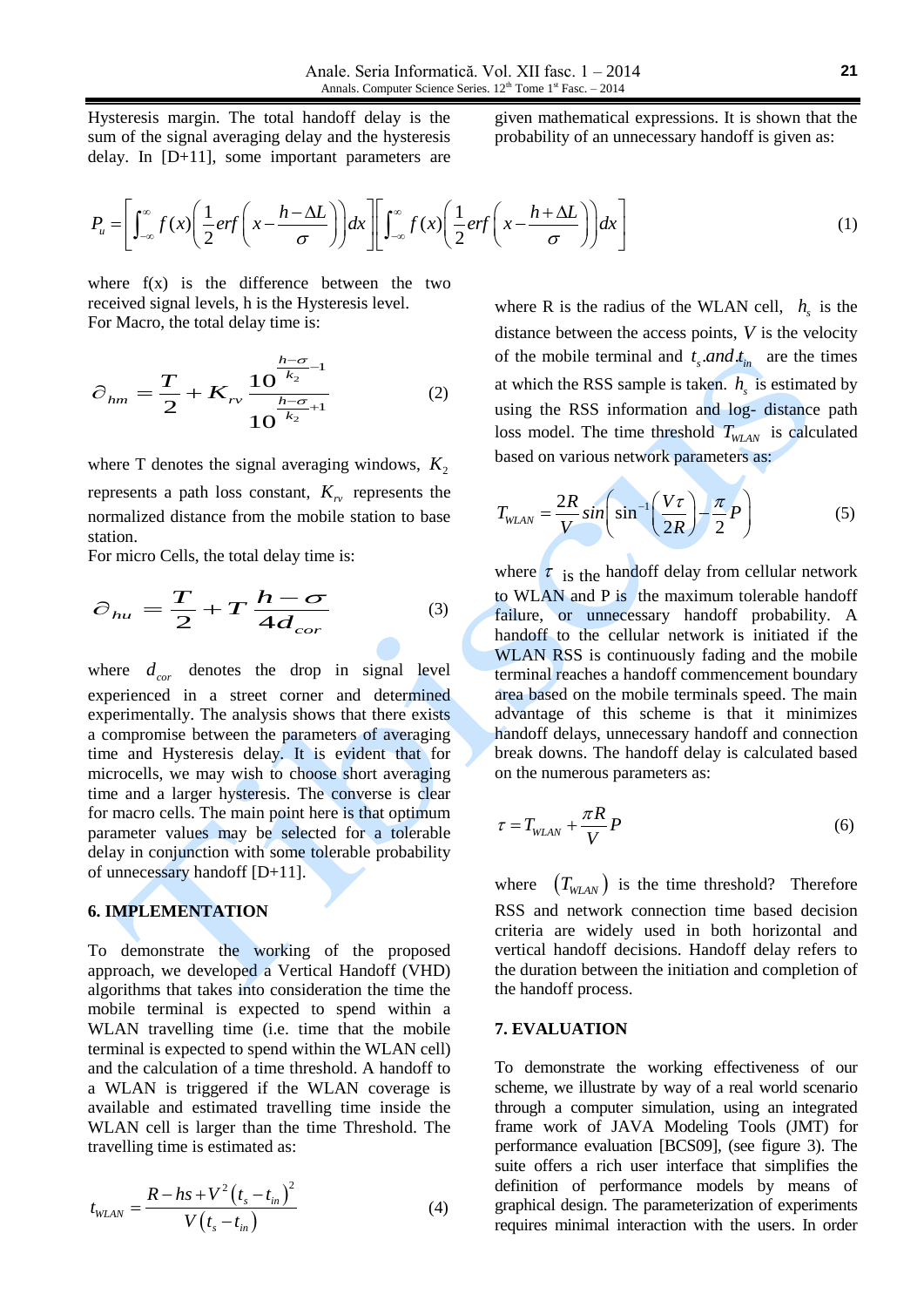Hysteresis margin. The total handoff delay is the sum of the signal averaging delay and the hysteresis delay. In [D+11], some important parameters are given mathematical expressions. It is shown that the probability of an unnecessary handoff is given as:

$$P_u = \left[\int_{-\infty}^{\infty} f(x)\left(\frac{1}{2}erf\left(x-\frac{h-\Delta L}{\sigma}\right)\right)dx\right]\left[\int_{-\infty}^{\infty} f(x)\left(\frac{1}{2}erf\left(x-\frac{h+\Delta L}{\sigma}\right)\right)dx\right] \quad (1)$$

where f(x) is the difference between the two received signal levels, h is the Hysteresis level.
For Macro, the total delay time is:

$$\partial_{hm} = \frac{T}{2} + K_{rv}\frac{10^{\frac{h-\sigma}{k_2}-1}}{10^{\frac{h-\sigma}{k_2}+1}} \quad (2)$$

where T denotes the signal averaging windows, $K_2$ represents a path loss constant, $K_{rv}$ represents the normalized distance from the mobile station to base station.
For micro Cells, the total delay time is:

$$\partial_{hu} = \frac{T}{2} + T\frac{h-\sigma}{4d_{cor}} \quad (3)$$

where $d_{cor}$ denotes the drop in signal level experienced in a street corner and determined experimentally. The analysis shows that there exists a compromise between the parameters of averaging time and Hysteresis delay. It is evident that for microcells, we may wish to choose short averaging time and a larger hysteresis. The converse is clear for macro cells. The main point here is that optimum parameter values may be selected for a tolerable delay in conjunction with some tolerable probability of unnecessary handoff [D+11].

## 6. IMPLEMENTATION

To demonstrate the working of the proposed approach, we developed a Vertical Handoff (VHD) algorithms that takes into consideration the time the mobile terminal is expected to spend within a WLAN travelling time (i.e. time that the mobile terminal is expected to spend within the WLAN cell) and the calculation of a time threshold. A handoff to a WLAN is triggered if the WLAN coverage is available and estimated travelling time inside the WLAN cell is larger than the time Threshold. The travelling time is estimated as:

$$t_{WLAN} = \frac{R - hs + V^2\left(t_s - t_{in}\right)^2}{V\left(t_s - t_{in}\right)} \quad (4)$$

where R is the radius of the WLAN cell, $h_s$ is the distance between the access points, $V$ is the velocity of the mobile terminal and $t_s.and.t_{in}$ are the times at which the RSS sample is taken. $h_s$ is estimated by using the RSS information and log- distance path loss model. The time threshold $T_{WLAN}$ is calculated based on various network parameters as:

$$T_{WLAN} = \frac{2R}{V}sin\left(\sin^{-1}\left(\frac{V\tau}{2R}\right) - \frac{\pi}{2}P\right) \quad (5)$$

where $\tau$ is the handoff delay from cellular network to WLAN and P is the maximum tolerable handoff failure, or unnecessary handoff probability. A handoff to the cellular network is initiated if the WLAN RSS is continuously fading and the mobile terminal reaches a handoff commencement boundary area based on the mobile terminals speed. The main advantage of this scheme is that it minimizes handoff delays, unnecessary handoff and connection break downs. The handoff delay is calculated based on the numerous parameters as:

$$\tau = T_{WLAN} + \frac{\pi R}{V}P \quad (6)$$

where $\left(T_{WLAN}\right)$ is the time threshold? Therefore RSS and network connection time based decision criteria are widely used in both horizontal and vertical handoff decisions. Handoff delay refers to the duration between the initiation and completion of the handoff process.

## 7. EVALUATION

To demonstrate the working effectiveness of our scheme, we illustrate by way of a real world scenario through a computer simulation, using an integrated frame work of JAVA Modeling Tools (JMT) for performance evaluation [BCS09], (see figure 3). The suite offers a rich user interface that simplifies the definition of performance models by means of graphical design. The parameterization of experiments requires minimal interaction with the users. In order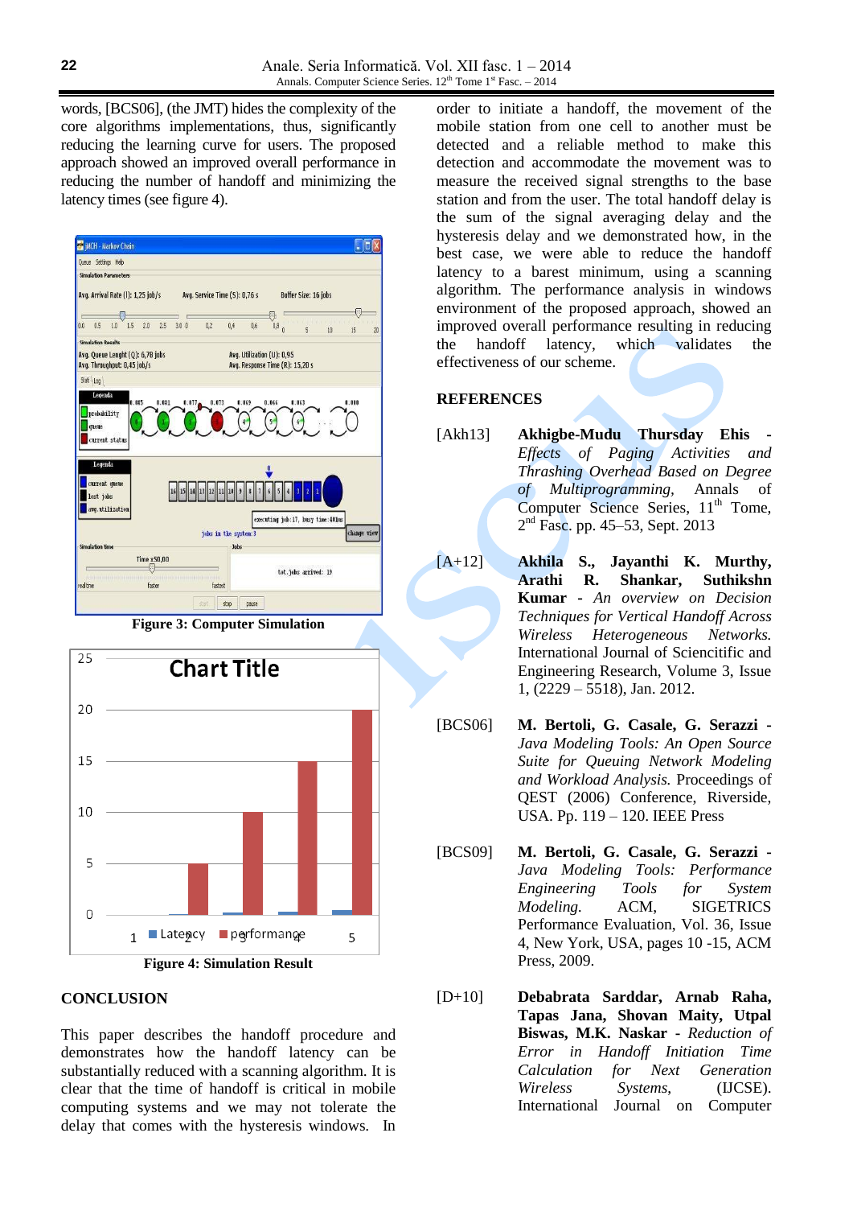words, [BCS06], (the JMT) hides the complexity of the core algorithms implementations, thus, significantly reducing the learning curve for users. The proposed approach showed an improved overall performance in reducing the number of handoff and minimizing the latency times (see figure 4).

**Figure 3: Computer Simulation**

Chart Title

25

20

15

10

5

0

1 2 3 4 5

Latency performance

**Figure 4: Simulation Result**

## CONCLUSION

This paper describes the handoff procedure and demonstrates how the handoff latency can be substantially reduced with a scanning algorithm. It is clear that the time of handoff is critical in mobile computing systems and we may not tolerate the delay that comes with the hysteresis windows. In order to initiate a handoff, the movement of the mobile station from one cell to another must be detected and a reliable method to make this detection and accommodate the movement was to measure the received signal strengths to the base station and from the user. The total handoff delay is the sum of the signal averaging delay and the hysteresis delay and we demonstrated how, in the best case, we were able to reduce the handoff latency to a barest minimum, using a scanning algorithm. The performance analysis in windows environment of the proposed approach, showed an improved overall performance resulting in reducing the handoff latency, which validates the effectiveness of our scheme.

## REFERENCES

[Akh13] **Akhigbe-Mudu Thursday Ehis** - *Effects of Paging Activities and Thrashing Overhead Based on Degree of Multiprogramming,* Annals of Computer Science Series, 11th Tome, 2nd Fasc. pp. 45–53, Sept. 2013

[A+12] **Akhila S., Jayanthi K. Murthy, Arathi R. Shankar, Suthikshn Kumar** - *An overview on Decision Techniques for Vertical Handoff Across Wireless Heterogeneous Networks.* International Journal of Sciencitific and Engineering Research, Volume 3, Issue 1, (2229 – 5518), Jan. 2012.

[BCS06] **M. Bertoli, G. Casale, G. Serazzi** - *Java Modeling Tools: An Open Source Suite for Queuing Network Modeling and Workload Analysis.* Proceedings of QEST (2006) Conference, Riverside, USA. Pp. 119 – 120. IEEE Press

[BCS09] **M. Bertoli, G. Casale, G. Serazzi** - *Java Modeling Tools: Performance Engineering Tools for System Modeling.* ACM, SIGETRICS Performance Evaluation, Vol. 36, Issue 4, New York, USA, pages 10 -15, ACM Press, 2009.

[D+10] **Debabrata Sarddar, Arnab Raha, Tapas Jana, Shovan Maity, Utpal Biswas, M.K. Naskar** - *Reduction of Error in Handoff Initiation Time Calculation for Next Generation Wireless Systems,* (IJCSE). International Journal on Computer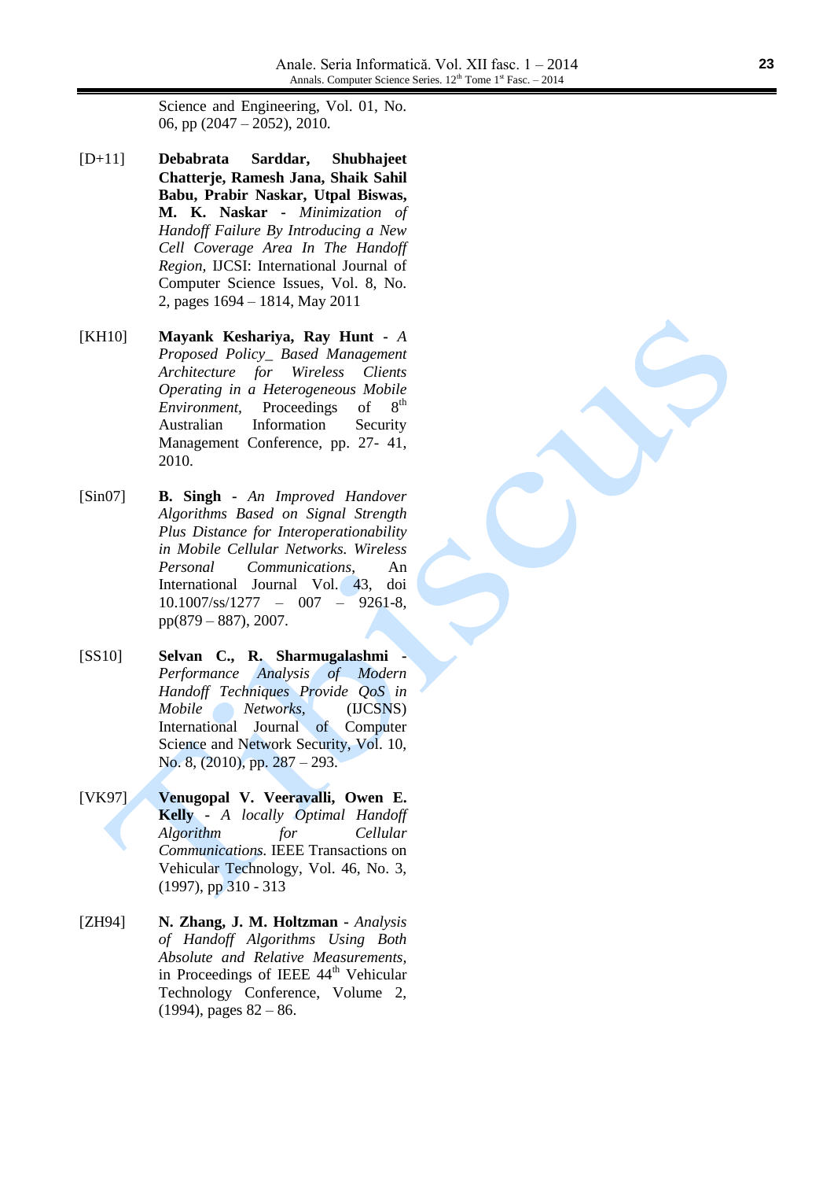Science and Engineering, Vol. 01, No. 06, pp (2047 – 2052), 2010.

[D+11] **Debabrata Sarddar, Shubhajeet Chatterje, Ramesh Jana, Shaik Sahil Babu, Prabir Naskar, Utpal Biswas, M. K. Naskar** - *Minimization of Handoff Failure By Introducing a New Cell Coverage Area In The Handoff Region,* IJCSI: International Journal of Computer Science Issues, Vol. 8, No. 2, pages 1694 – 1814, May 2011

[KH10] **Mayank Keshariya, Ray Hunt** - *A Proposed Policy_ Based Management Architecture for Wireless Clients Operating in a Heterogeneous Mobile Environment,* Proceedings of 8th Australian Information Security Management Conference, pp. 27- 41, 2010.

[Sin07] **B. Singh** - *An Improved Handover Algorithms Based on Signal Strength Plus Distance for Interoperationability in Mobile Cellular Networks. Wireless Personal Communications,* An International Journal Vol. 43, doi 10.1007/ss/1277 – 007 – 9261-8, pp(879 – 887), 2007.

[SS10] **Selvan C., R. Sharmugalashmi** - *Performance Analysis of Modern Handoff Techniques Provide QoS in Mobile Networks,* (IJCSNS) International Journal of Computer Science and Network Security, Vol. 10, No. 8, (2010), pp. 287 – 293.

[VK97] **Venugopal V. Veeravalli, Owen E. Kelly** - *A locally Optimal Handoff Algorithm for Cellular Communications.* IEEE Transactions on Vehicular Technology, Vol. 46, No. 3, (1997), pp 310 - 313

[ZH94] **N. Zhang, J. M. Holtzman** - *Analysis of Handoff Algorithms Using Both Absolute and Relative Measurements,* in Proceedings of IEEE 44th Vehicular Technology Conference, Volume 2, (1994), pages 82 – 86.